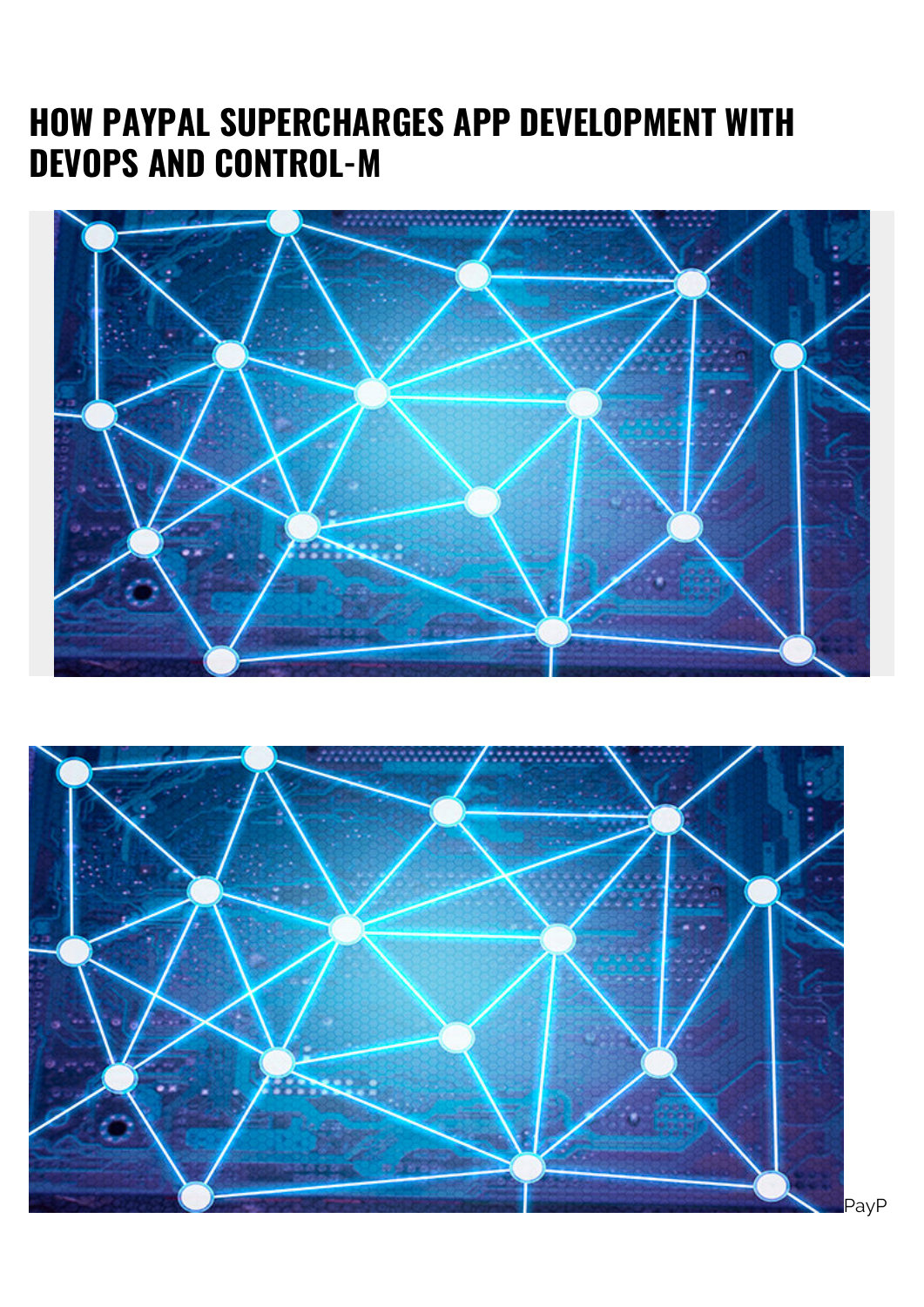# HOW PAYPAL SUPERCHARGES APP DEVELOPMENT WITH DEVOPS AND CONTROL-M

PayP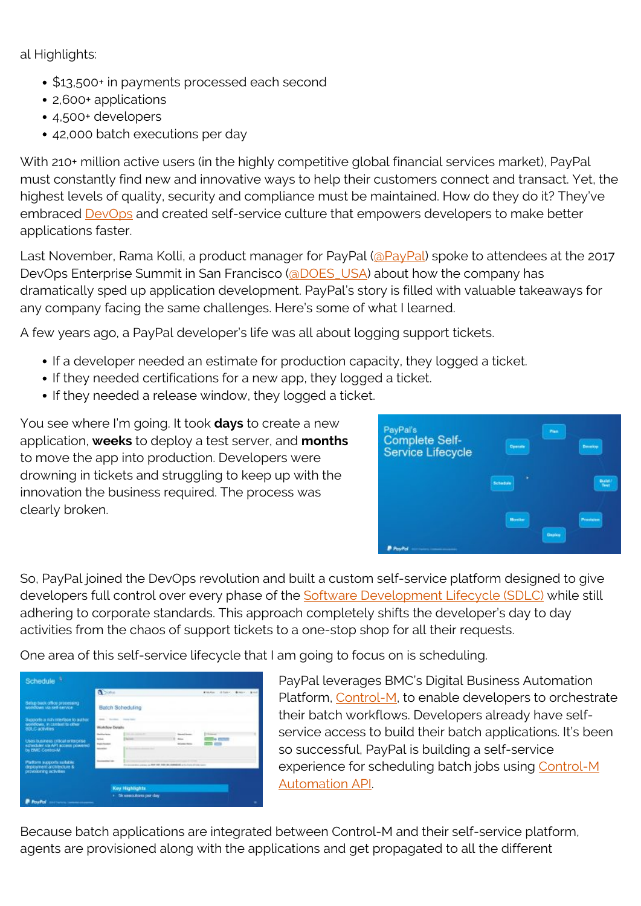al Highlights:

- $13,500+ in payments processed each second
- 2,600+ applications
- 4,500+ developers
- 42,000 batch executions per day

With 210+ million active users (in the highly competitive global financial services market), PayPal must constantly find new and innovative ways to help their customers connect and transact. Yet, the highest levels of quality, security and compliance must be maintained. How do they do it? They've embraced DevOps and created self-service culture that empowers developers to make better applications faster.

Last November, Rama Kolli, a product manager for PayPal (@PayPal) spoke to attendees at the 2017 DevOps Enterprise Summit in San Francisco (@DOES_USA) about how the company has dramatically sped up application development. PayPal's story is filled with valuable takeaways for any company facing the same challenges. Here's some of what I learned.

A few years ago, a PayPal developer's life was all about logging support tickets.

- If a developer needed an estimate for production capacity, they logged a ticket.
- If they needed certifications for a new app, they logged a ticket.
- If they needed a release window, they logged a ticket.

You see where I'm going. It took **days** to create a new application, **weeks** to deploy a test server, and **months** to move the app into production. Developers were drowning in tickets and struggling to keep up with the innovation the business required. The process was clearly broken.

So, PayPal joined the DevOps revolution and built a custom self-service platform designed to give developers full control over every phase of the Software Development Lifecycle (SDLC) while still adhering to corporate standards. This approach completely shifts the developer's day to day activities from the chaos of support tickets to a one-stop shop for all their requests.

One area of this self-service lifecycle that I am going to focus on is scheduling.

PayPal leverages BMC's Digital Business Automation Platform, Control-M, to enable developers to orchestrate their batch workflows. Developers already have self-service access to build their batch applications. It's been so successful, PayPal is building a self-service experience for scheduling batch jobs using Control-M Automation API.

Because batch applications are integrated between Control-M and their self-service platform, agents are provisioned along with the applications and get propagated to all the different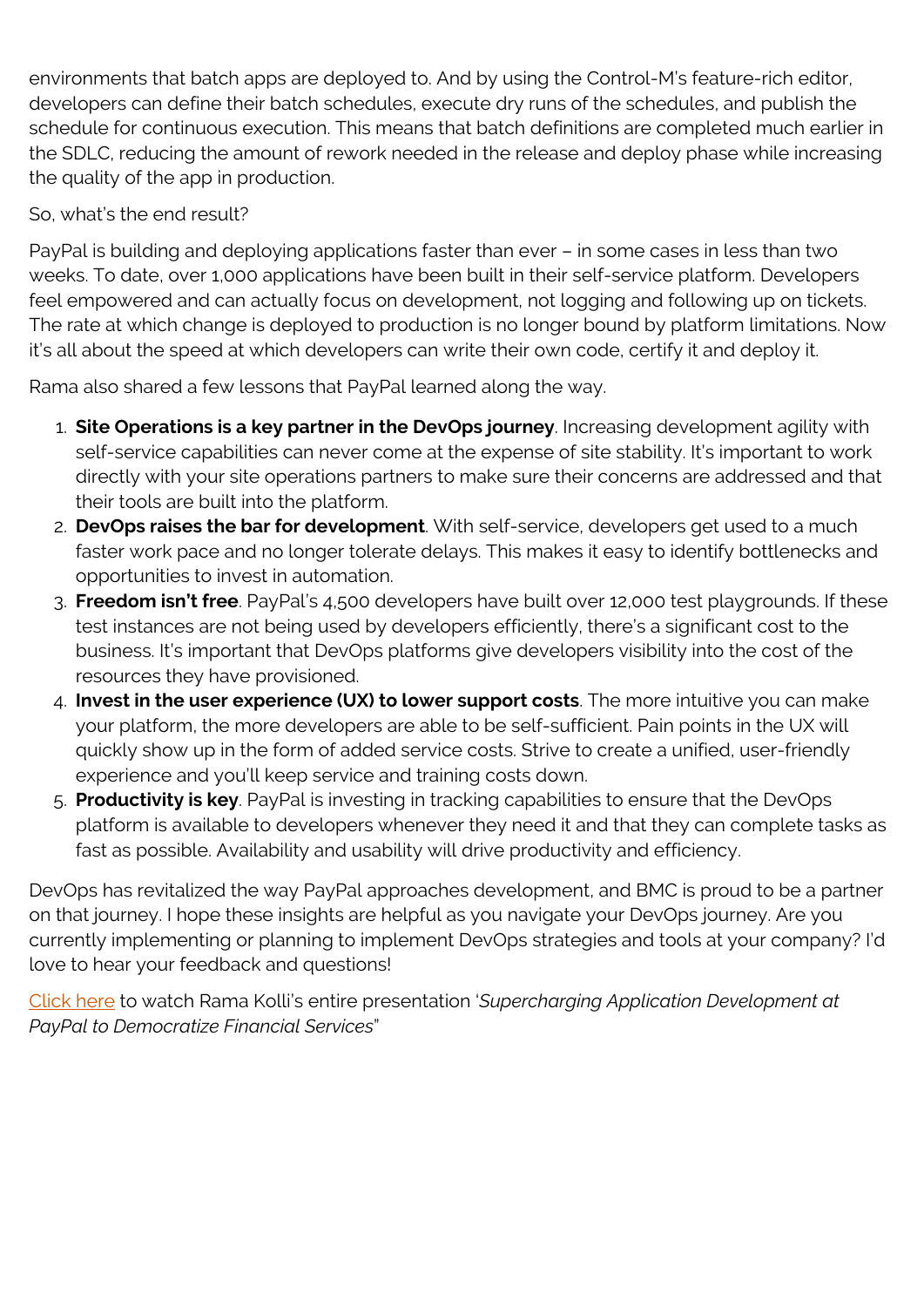environments that batch apps are deployed to. And by using the Control-M's feature-rich editor, developers can define their batch schedules, execute dry runs of the schedules, and publish the schedule for continuous execution. This means that batch definitions are completed much earlier in the SDLC, reducing the amount of rework needed in the release and deploy phase while increasing the quality of the app in production.

So, what's the end result?

PayPal is building and deploying applications faster than ever – in some cases in less than two weeks. To date, over 1,000 applications have been built in their self-service platform. Developers feel empowered and can actually focus on development, not logging and following up on tickets. The rate at which change is deployed to production is no longer bound by platform limitations. Now it's all about the speed at which developers can write their own code, certify it and deploy it.

Rama also shared a few lessons that PayPal learned along the way.

1. **Site Operations is a key partner in the DevOps journey**. Increasing development agility with self-service capabilities can never come at the expense of site stability. It's important to work directly with your site operations partners to make sure their concerns are addressed and that their tools are built into the platform.
2. **DevOps raises the bar for development**. With self-service, developers get used to a much faster work pace and no longer tolerate delays. This makes it easy to identify bottlenecks and opportunities to invest in automation.
3. **Freedom isn't free**. PayPal's 4,500 developers have built over 12,000 test playgrounds. If these test instances are not being used by developers efficiently, there's a significant cost to the business. It's important that DevOps platforms give developers visibility into the cost of the resources they have provisioned.
4. **Invest in the user experience (UX) to lower support costs**. The more intuitive you can make your platform, the more developers are able to be self-sufficient. Pain points in the UX will quickly show up in the form of added service costs. Strive to create a unified, user-friendly experience and you'll keep service and training costs down.
5. **Productivity is key**. PayPal is investing in tracking capabilities to ensure that the DevOps platform is available to developers whenever they need it and that they can complete tasks as fast as possible. Availability and usability will drive productivity and efficiency.

DevOps has revitalized the way PayPal approaches development, and BMC is proud to be a partner on that journey. I hope these insights are helpful as you navigate your DevOps journey. Are you currently implementing or planning to implement DevOps strategies and tools at your company? I'd love to hear your feedback and questions!

Click here to watch Rama Kolli's entire presentation '*Supercharging Application Development at PayPal to Democratize Financial Services*"